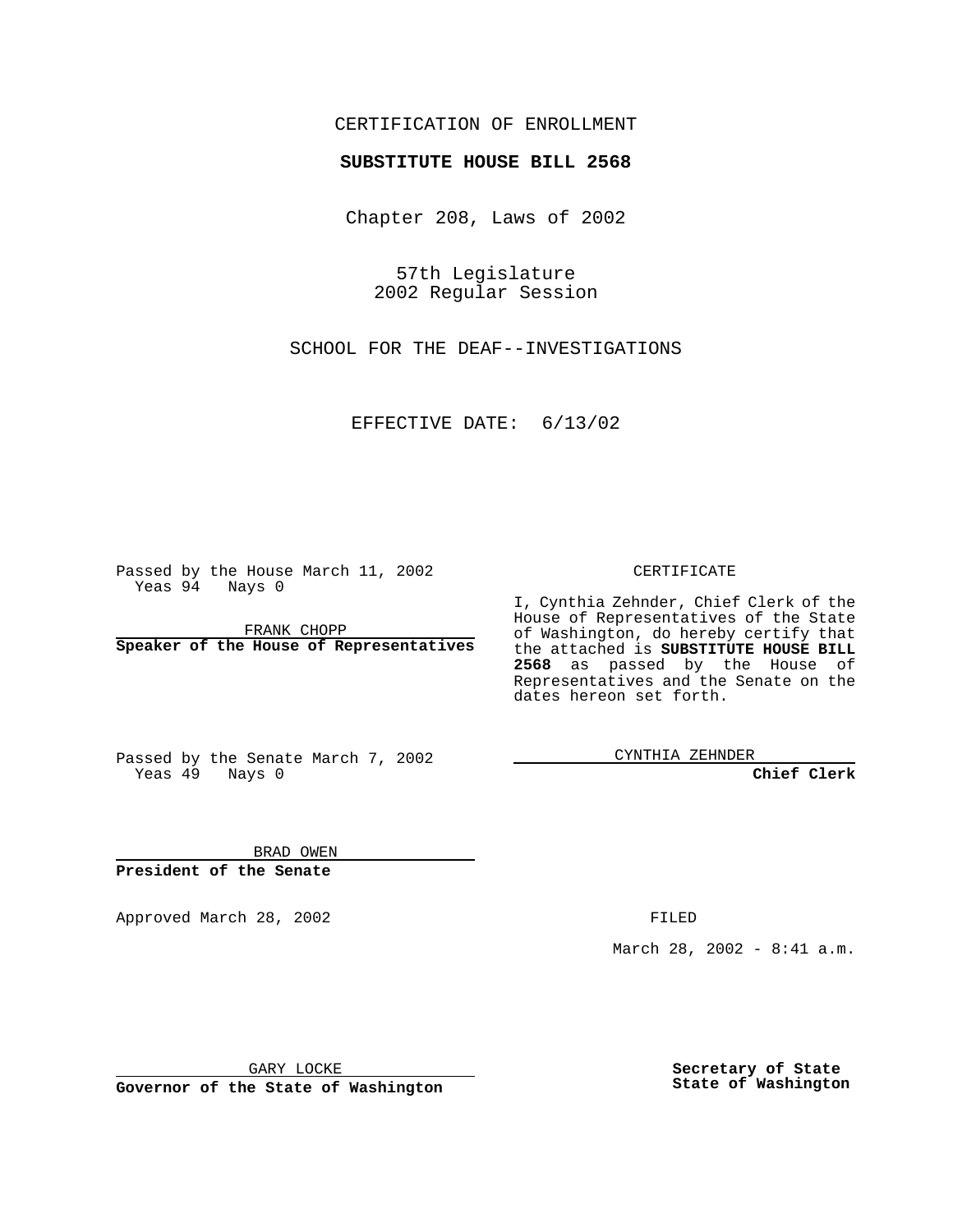CERTIFICATION OF ENROLLMENT

**SUBSTITUTE HOUSE BILL 2568**

Chapter 208, Laws of 2002

57th Legislature
2002 Regular Session

SCHOOL FOR THE DEAF--INVESTIGATIONS

EFFECTIVE DATE: 6/13/02

Passed by the House March 11, 2002
Yeas 94 Nays 0

FRANK CHOPP
**Speaker of the House of Representatives**

Passed by the Senate March 7, 2002
Yeas 49 Nays 0

BRAD OWEN
**President of the Senate**

Approved March 28, 2002

GARY LOCKE
**Governor of the State of Washington**

CERTIFICATE

I, Cynthia Zehnder, Chief Clerk of the House of Representatives of the State of Washington, do hereby certify that the attached is **SUBSTITUTE HOUSE BILL 2568** as passed by the House of Representatives and the Senate on the dates hereon set forth.

CYNTHIA ZEHNDER
**Chief Clerk**

FILED

March 28, 2002 - 8:41 a.m.

**Secretary of State**
**State of Washington**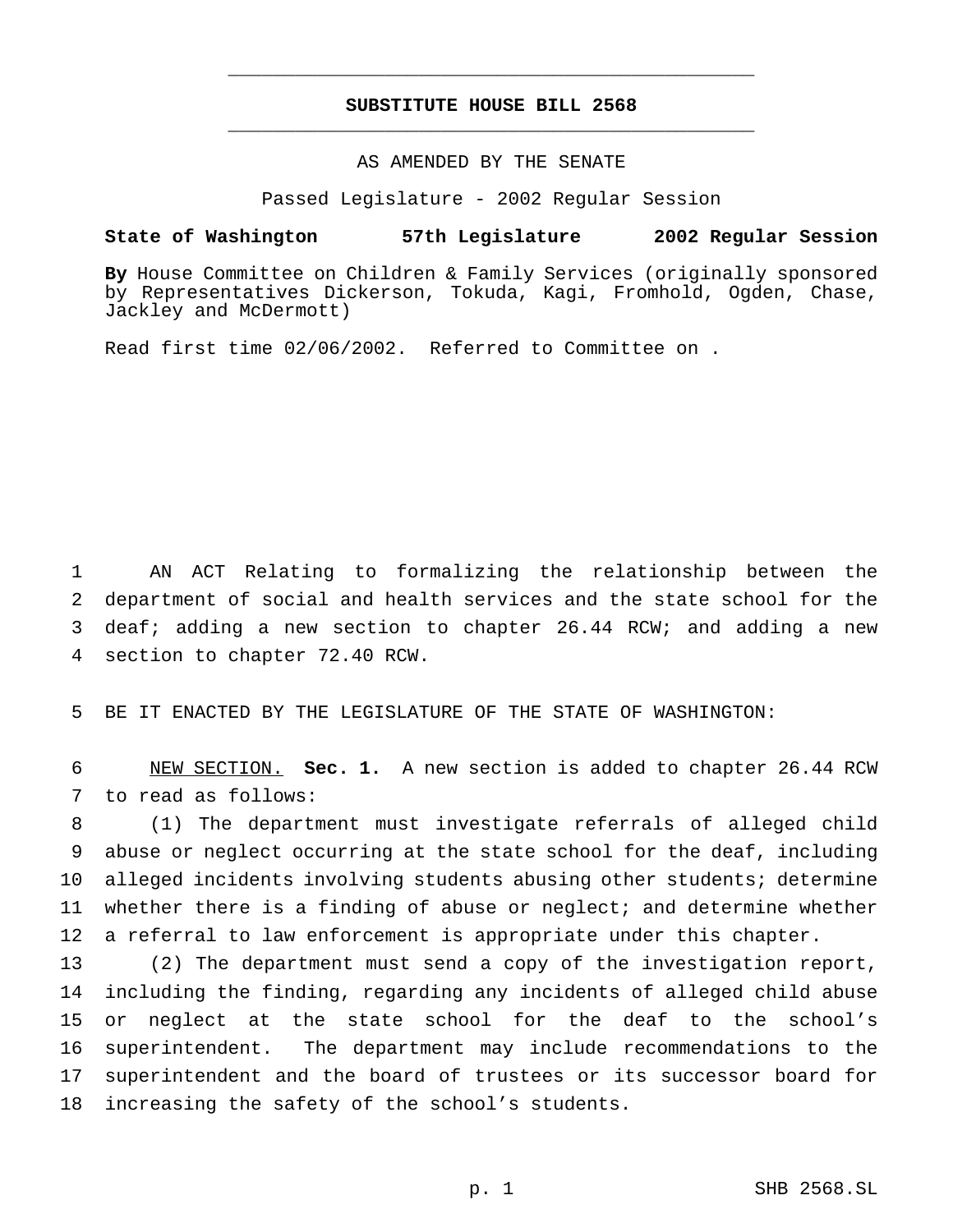**SUBSTITUTE HOUSE BILL 2568**

AS AMENDED BY THE SENATE

Passed Legislature - 2002 Regular Session

**State of Washington 57th Legislature 2002 Regular Session**

**By** House Committee on Children & Family Services (originally sponsored by Representatives Dickerson, Tokuda, Kagi, Fromhold, Ogden, Chase, Jackley and McDermott)

Read first time 02/06/2002. Referred to Committee on .

AN ACT Relating to formalizing the relationship between the department of social and health services and the state school for the deaf; adding a new section to chapter 26.44 RCW; and adding a new section to chapter 72.40 RCW.

BE IT ENACTED BY THE LEGISLATURE OF THE STATE OF WASHINGTON:

NEW SECTION. **Sec. 1.** A new section is added to chapter 26.44 RCW to read as follows:

(1) The department must investigate referrals of alleged child abuse or neglect occurring at the state school for the deaf, including alleged incidents involving students abusing other students; determine whether there is a finding of abuse or neglect; and determine whether a referral to law enforcement is appropriate under this chapter.

(2) The department must send a copy of the investigation report, including the finding, regarding any incidents of alleged child abuse or neglect at the state school for the deaf to the school's superintendent. The department may include recommendations to the superintendent and the board of trustees or its successor board for increasing the safety of the school's students.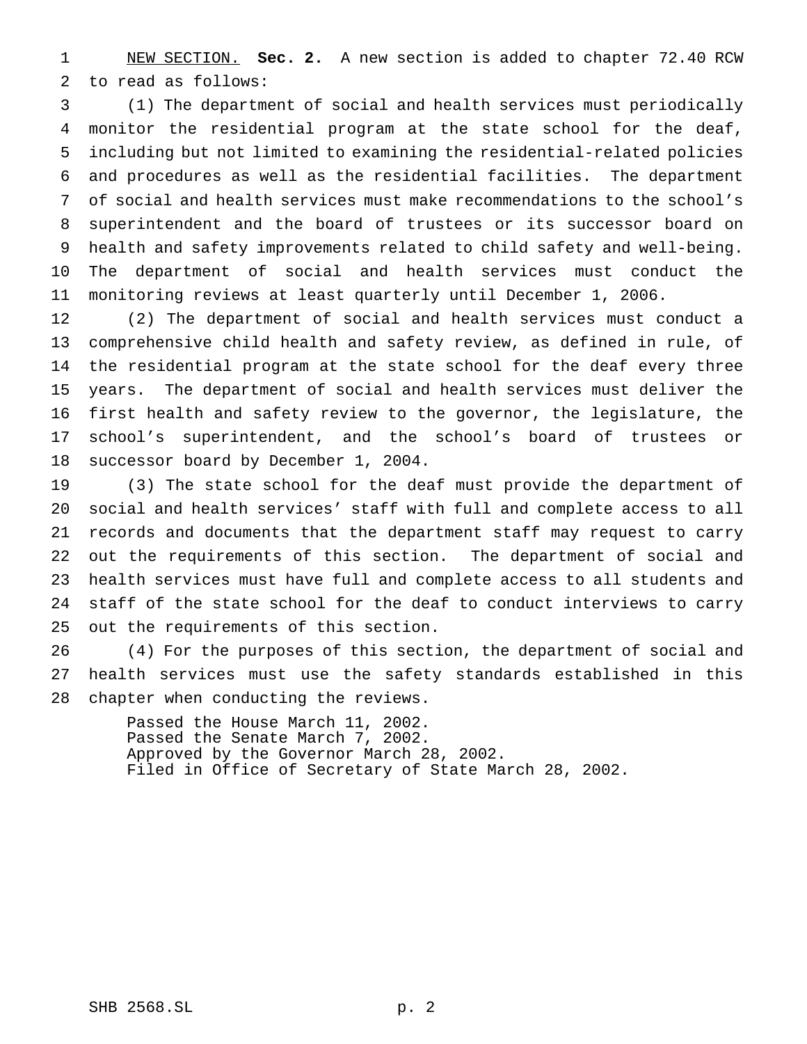NEW SECTION. **Sec. 2.** A new section is added to chapter 72.40 RCW to read as follows:

(1) The department of social and health services must periodically monitor the residential program at the state school for the deaf, including but not limited to examining the residential-related policies and procedures as well as the residential facilities. The department of social and health services must make recommendations to the school's superintendent and the board of trustees or its successor board on health and safety improvements related to child safety and well-being. The department of social and health services must conduct the monitoring reviews at least quarterly until December 1, 2006.

(2) The department of social and health services must conduct a comprehensive child health and safety review, as defined in rule, of the residential program at the state school for the deaf every three years. The department of social and health services must deliver the first health and safety review to the governor, the legislature, the school's superintendent, and the school's board of trustees or successor board by December 1, 2004.

(3) The state school for the deaf must provide the department of social and health services' staff with full and complete access to all records and documents that the department staff may request to carry out the requirements of this section. The department of social and health services must have full and complete access to all students and staff of the state school for the deaf to conduct interviews to carry out the requirements of this section.

(4) For the purposes of this section, the department of social and health services must use the safety standards established in this chapter when conducting the reviews.

Passed the House March 11, 2002.
Passed the Senate March 7, 2002.
Approved by the Governor March 28, 2002.
Filed in Office of Secretary of State March 28, 2002.